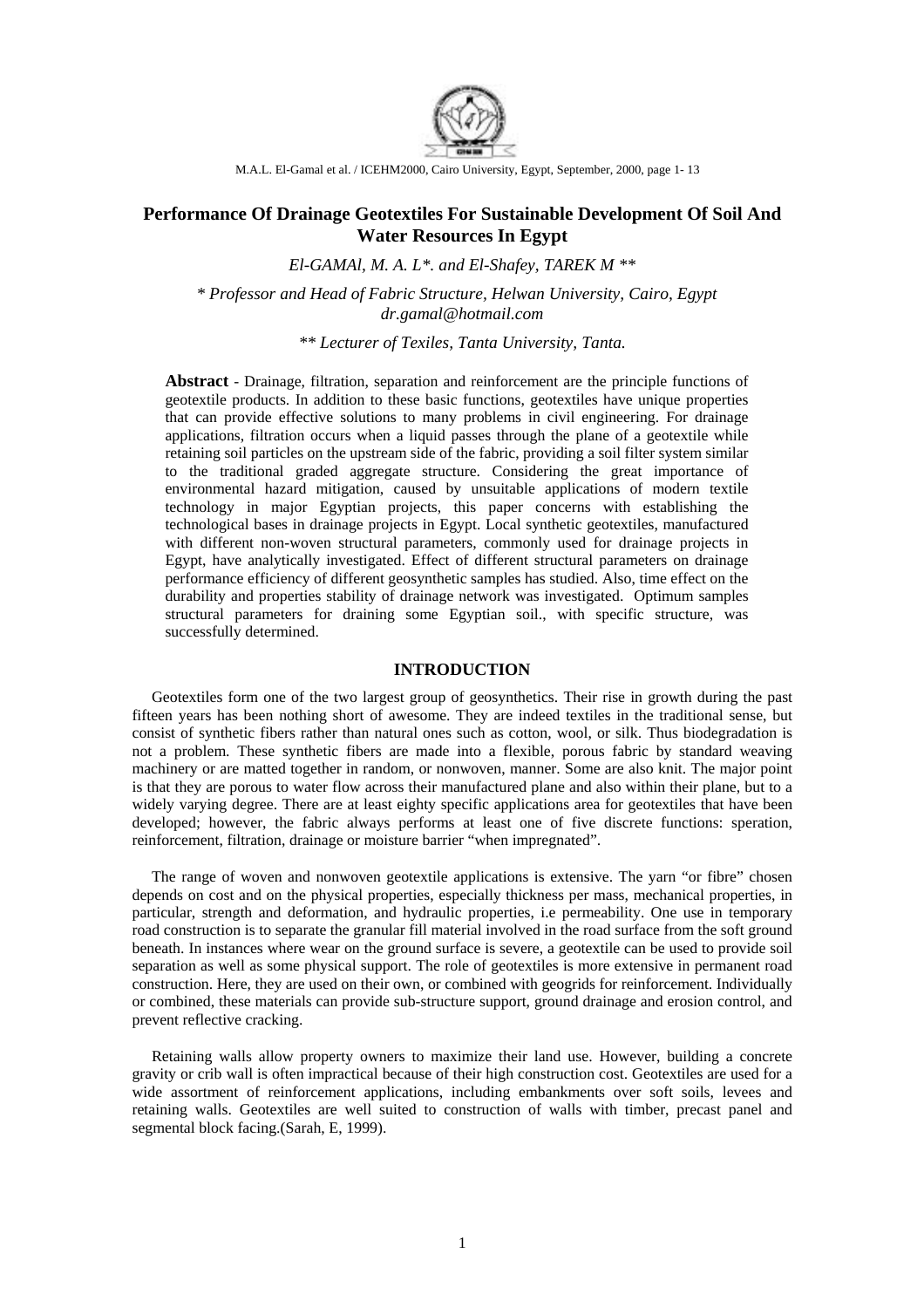# Performance Of Drainage Geotextiles For Sustainable Development Of Soil And Water Resources In Egypt

*El-GAMAl, M. A. L\*. and El-Shafey, TAREK M \*\**

*\* Professor and Head of Fabric Structure, Helwan University, Cairo, Egypt*
*dr.gamal@hotmail.com*

*\*\* Lecturer of Texiles, Tanta University, Tanta.*

**Abstract** - Drainage, filtration, separation and reinforcement are the principle functions of geotextile products. In addition to these basic functions, geotextiles have unique properties that can provide effective solutions to many problems in civil engineering. For drainage applications, filtration occurs when a liquid passes through the plane of a geotextile while retaining soil particles on the upstream side of the fabric, providing a soil filter system similar to the traditional graded aggregate structure. Considering the great importance of environmental hazard mitigation, caused by unsuitable applications of modern textile technology in major Egyptian projects, this paper concerns with establishing the technological bases in drainage projects in Egypt. Local synthetic geotextiles, manufactured with different non-woven structural parameters, commonly used for drainage projects in Egypt, have analytically investigated. Effect of different structural parameters on drainage performance efficiency of different geosynthetic samples has studied. Also, time effect on the durability and properties stability of drainage network was investigated. Optimum samples structural parameters for draining some Egyptian soil., with specific structure, was successfully determined.

## INTRODUCTION

Geotextiles form one of the two largest group of geosynthetics. Their rise in growth during the past fifteen years has been nothing short of awesome. They are indeed textiles in the traditional sense, but consist of synthetic fibers rather than natural ones such as cotton, wool, or silk. Thus biodegradation is not a problem. These synthetic fibers are made into a flexible, porous fabric by standard weaving machinery or are matted together in random, or nonwoven, manner. Some are also knit. The major point is that they are porous to water flow across their manufactured plane and also within their plane, but to a widely varying degree. There are at least eighty specific applications area for geotextiles that have been developed; however, the fabric always performs at least one of five discrete functions: speration, reinforcement, filtration, drainage or moisture barrier "when impregnated".

The range of woven and nonwoven geotextile applications is extensive. The yarn "or fibre" chosen depends on cost and on the physical properties, especially thickness per mass, mechanical properties, in particular, strength and deformation, and hydraulic properties, i.e permeability. One use in temporary road construction is to separate the granular fill material involved in the road surface from the soft ground beneath. In instances where wear on the ground surface is severe, a geotextile can be used to provide soil separation as well as some physical support. The role of geotextiles is more extensive in permanent road construction. Here, they are used on their own, or combined with geogrids for reinforcement. Individually or combined, these materials can provide sub-structure support, ground drainage and erosion control, and prevent reflective cracking.

Retaining walls allow property owners to maximize their land use. However, building a concrete gravity or crib wall is often impractical because of their high construction cost. Geotextiles are used for a wide assortment of reinforcement applications, including embankments over soft soils, levees and retaining walls. Geotextiles are well suited to construction of walls with timber, precast panel and segmental block facing.(Sarah, E, 1999).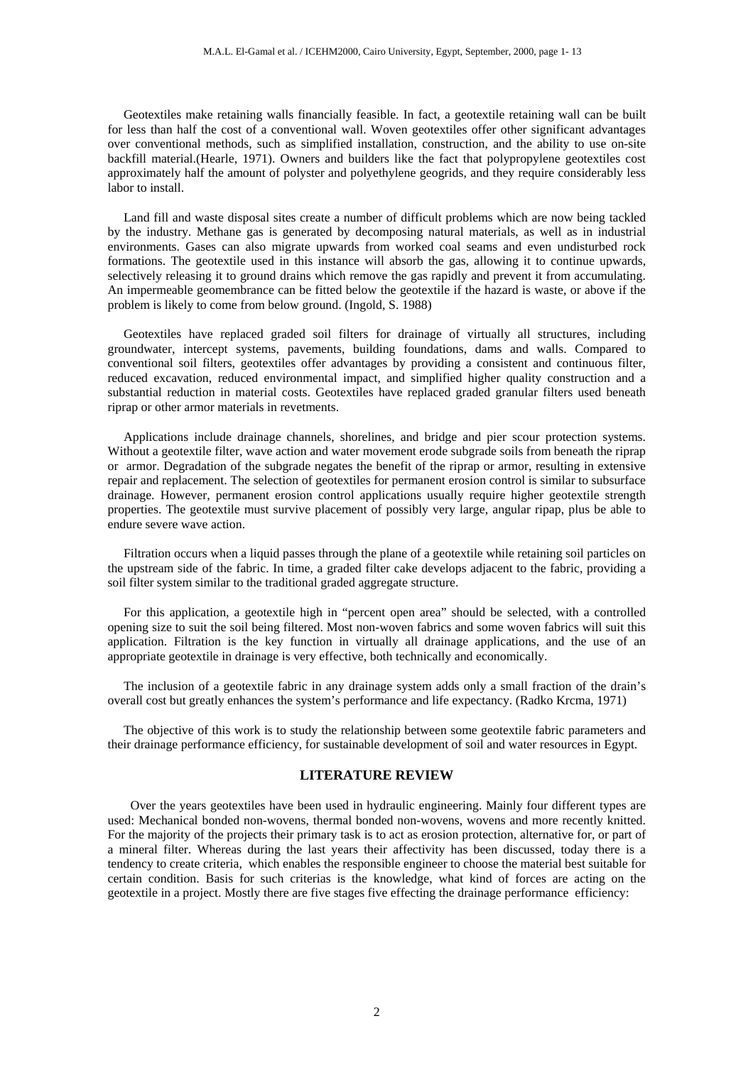Geotextiles make retaining walls financially feasible. In fact, a geotextile retaining wall can be built for less than half the cost of a conventional wall. Woven geotextiles offer other significant advantages over conventional methods, such as simplified installation, construction, and the ability to use on-site backfill material.(Hearle, 1971). Owners and builders like the fact that polypropylene geotextiles cost approximately half the amount of polyster and polyethylene geogrids, and they require considerably less labor to install.

Land fill and waste disposal sites create a number of difficult problems which are now being tackled by the industry. Methane gas is generated by decomposing natural materials, as well as in industrial environments. Gases can also migrate upwards from worked coal seams and even undisturbed rock formations. The geotextile used in this instance will absorb the gas, allowing it to continue upwards, selectively releasing it to ground drains which remove the gas rapidly and prevent it from accumulating. An impermeable geomembrance can be fitted below the geotextile if the hazard is waste, or above if the problem is likely to come from below ground. (Ingold, S. 1988)

Geotextiles have replaced graded soil filters for drainage of virtually all structures, including groundwater, intercept systems, pavements, building foundations, dams and walls. Compared to conventional soil filters, geotextiles offer advantages by providing a consistent and continuous filter, reduced excavation, reduced environmental impact, and simplified higher quality construction and a substantial reduction in material costs. Geotextiles have replaced graded granular filters used beneath riprap or other armor materials in revetments.

Applications include drainage channels, shorelines, and bridge and pier scour protection systems. Without a geotextile filter, wave action and water movement erode subgrade soils from beneath the riprap or armor. Degradation of the subgrade negates the benefit of the riprap or armor, resulting in extensive repair and replacement. The selection of geotextiles for permanent erosion control is similar to subsurface drainage. However, permanent erosion control applications usually require higher geotextile strength properties. The geotextile must survive placement of possibly very large, angular ripap, plus be able to endure severe wave action.

Filtration occurs when a liquid passes through the plane of a geotextile while retaining soil particles on the upstream side of the fabric. In time, a graded filter cake develops adjacent to the fabric, providing a soil filter system similar to the traditional graded aggregate structure.

For this application, a geotextile high in "percent open area" should be selected, with a controlled opening size to suit the soil being filtered. Most non-woven fabrics and some woven fabrics will suit this application. Filtration is the key function in virtually all drainage applications, and the use of an appropriate geotextile in drainage is very effective, both technically and economically.

The inclusion of a geotextile fabric in any drainage system adds only a small fraction of the drain's overall cost but greatly enhances the system's performance and life expectancy. (Radko Krcma, 1971)

The objective of this work is to study the relationship between some geotextile fabric parameters and their drainage performance efficiency, for sustainable development of soil and water resources in Egypt.

## LITERATURE REVIEW

Over the years geotextiles have been used in hydraulic engineering. Mainly four different types are used: Mechanical bonded non-wovens, thermal bonded non-wovens, wovens and more recently knitted. For the majority of the projects their primary task is to act as erosion protection, alternative for, or part of a mineral filter. Whereas during the last years their affectivity has been discussed, today there is a tendency to create criteria, which enables the responsible engineer to choose the material best suitable for certain condition. Basis for such criterias is the knowledge, what kind of forces are acting on the geotextile in a project. Mostly there are five stages five effecting the drainage performance efficiency: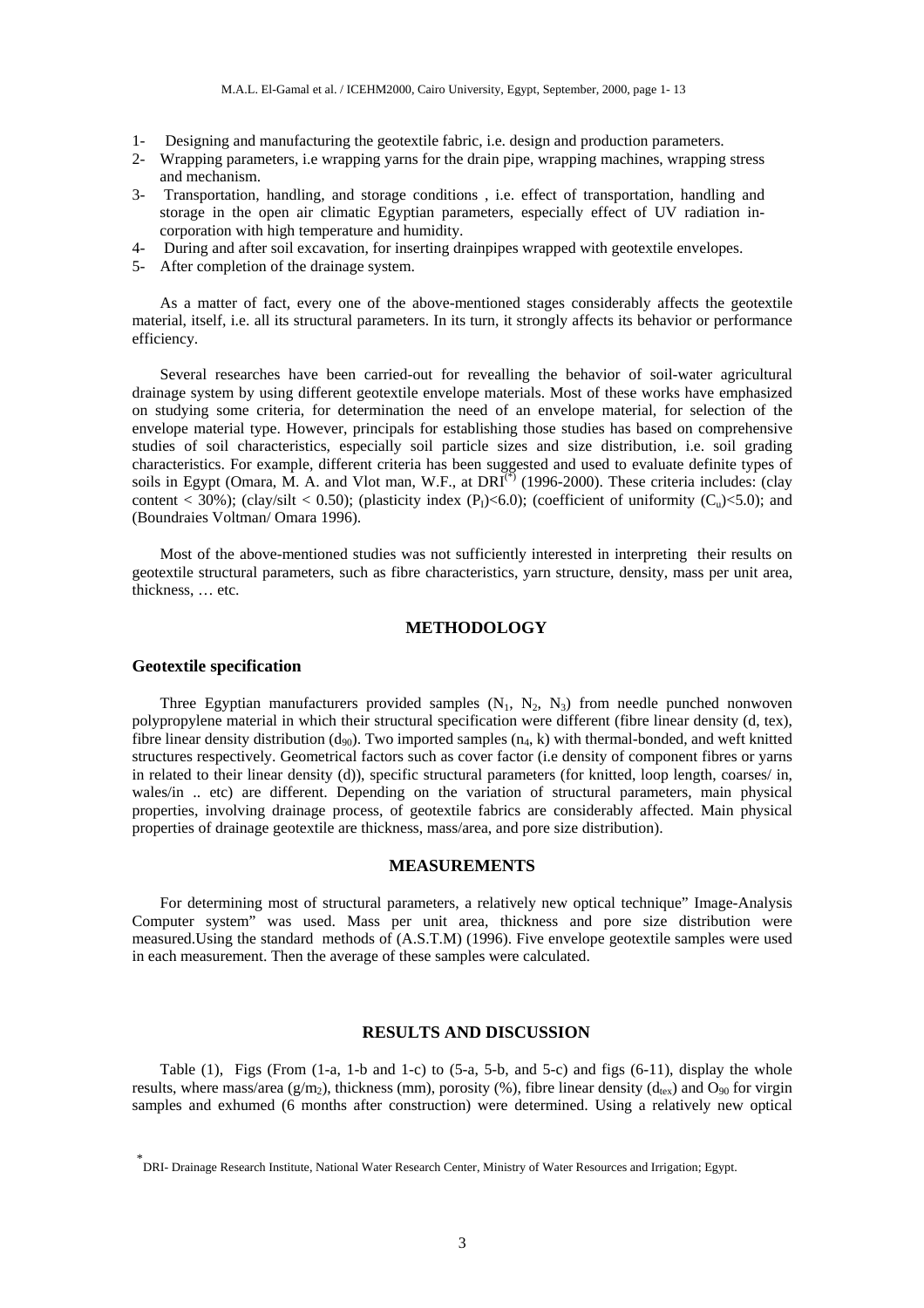1- Designing and manufacturing the geotextile fabric, i.e. design and production parameters.
2- Wrapping parameters, i.e wrapping yarns for the drain pipe, wrapping machines, wrapping stress and mechanism.
3- Transportation, handling, and storage conditions , i.e. effect of transportation, handling and storage in the open air climatic Egyptian parameters, especially effect of UV radiation in-corporation with high temperature and humidity.
4- During and after soil excavation, for inserting drainpipes wrapped with geotextile envelopes.
5- After completion of the drainage system.

As a matter of fact, every one of the above-mentioned stages considerably affects the geotextile material, itself, i.e. all its structural parameters. In its turn, it strongly affects its behavior or performance efficiency.

Several researches have been carried-out for revealling the behavior of soil-water agricultural drainage system by using different geotextile envelope materials. Most of these works have emphasized on studying some criteria, for determination the need of an envelope material, for selection of the envelope material type. However, principals for establishing those studies has based on comprehensive studies of soil characteristics, especially soil particle sizes and size distribution, i.e. soil grading characteristics. For example, different criteria has been suggested and used to evaluate definite types of soils in Egypt (Omara, M. A. and Vlot man, W.F., at DRI[*] (1996-2000). These criteria includes: (clay content < 30%); (clay/silt < 0.50); (plasticity index ($P_l$)<6.0); (coefficient of uniformity ($C_u$)<5.0); and (Boundraies Voltman/ Omara 1996).

Most of the above-mentioned studies was not sufficiently interested in interpreting their results on geotextile structural parameters, such as fibre characteristics, yarn structure, density, mass per unit area, thickness, … etc.

## METHODOLOGY

### Geotextile specification

Three Egyptian manufacturers provided samples ($N_1$, $N_2$, $N_3$) from needle punched nonwoven polypropylene material in which their structural specification were different (fibre linear density (d, tex), fibre linear density distribution ($d_{90}$). Two imported samples ($n_4$, k) with thermal-bonded, and weft knitted structures respectively. Geometrical factors such as cover factor (i.e density of component fibres or yarns in related to their linear density (d)), specific structural parameters (for knitted, loop length, coarses/ in, wales/in .. etc) are different. Depending on the variation of structural parameters, main physical properties, involving drainage process, of geotextile fabrics are considerably affected. Main physical properties of drainage geotextile are thickness, mass/area, and pore size distribution).

## MEASUREMENTS

For determining most of structural parameters, a relatively new optical technique" Image-Analysis Computer system" was used. Mass per unit area, thickness and pore size distribution were measured.Using the standard methods of (A.S.T.M) (1996). Five envelope geotextile samples were used in each measurement. Then the average of these samples were calculated.

## RESULTS AND DISCUSSION

Table (1), Figs (From (1-a, 1-b and 1-c) to (5-a, 5-b, and 5-c) and figs (6-11), display the whole results, where mass/area ($g/m_2$), thickness (mm), porosity (%), fibre linear density ($d_{tex}$) and $O_{90}$ for virgin samples and exhumed (6 months after construction) were determined. Using a relatively new optical

[*] DRI- Drainage Research Institute, National Water Research Center, Ministry of Water Resources and Irrigation; Egypt.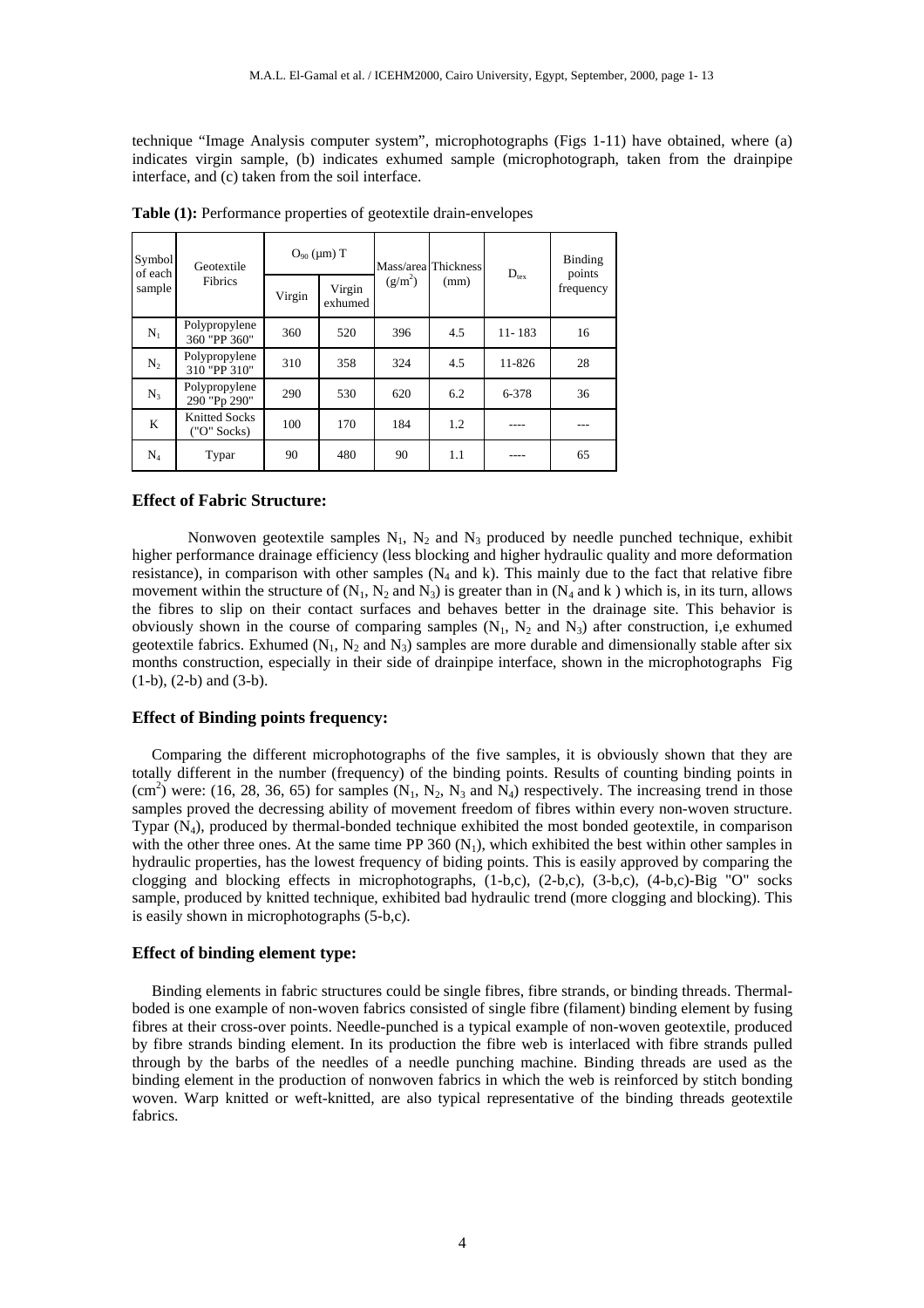technique "Image Analysis computer system", microphotographs (Figs 1-11) have obtained, where (a) indicates virgin sample, (b) indicates exhumed sample (microphotograph, taken from the drainpipe interface, and (c) taken from the soil interface.

**Table (1):** Performance properties of geotextile drain-envelopes

| Symbol of each sample | Geotextile Fibrics | $O_{90}$ (μm) T | | Mass/area $(g/m^2)$ | Thickness (mm) | $D_{tex}$ | Binding points frequency |
|---|---|---|---|---|---|---|---|
| | | Virgin | Virgin exhumed | | | | |
| $N_1$ | Polypropylene 360 "PP 360" | 360 | 520 | 396 | 4.5 | 11- 183 | 16 |
| $N_2$ | Polypropylene 310 "PP 310" | 310 | 358 | 324 | 4.5 | 11-826 | 28 |
| $N_3$ | Polypropylene 290 "Pp 290" | 290 | 530 | 620 | 6.2 | 6-378 | 36 |
| K | Knitted Socks ("O" Socks) | 100 | 170 | 184 | 1.2 | ---- | --- |
| $N_4$ | Typar | 90 | 480 | 90 | 1.1 | ---- | 65 |

### Effect of Fabric Structure:

Nonwoven geotextile samples $N_1$, $N_2$ and $N_3$ produced by needle punched technique, exhibit higher performance drainage efficiency (less blocking and higher hydraulic quality and more deformation resistance), in comparison with other samples ($N_4$ and k). This mainly due to the fact that relative fibre movement within the structure of ($N_1$, $N_2$ and $N_3$) is greater than in ($N_4$ and k ) which is, in its turn, allows the fibres to slip on their contact surfaces and behaves better in the drainage site. This behavior is obviously shown in the course of comparing samples ($N_1$, $N_2$ and $N_3$) after construction, i,e exhumed geotextile fabrics. Exhumed ($N_1$, $N_2$ and $N_3$) samples are more durable and dimensionally stable after six months construction, especially in their side of drainpipe interface, shown in the microphotographs Fig (1-b), (2-b) and (3-b).

### Effect of Binding points frequency:

Comparing the different microphotographs of the five samples, it is obviously shown that they are totally different in the number (frequency) of the binding points. Results of counting binding points in $(cm^2)$ were: (16, 28, 36, 65) for samples ($N_1$, $N_2$, $N_3$ and $N_4$) respectively. The increasing trend in those samples proved the decreasing ability of movement freedom of fibres within every non-woven structure. Typar ($N_4$), produced by thermal-bonded technique exhibited the most bonded geotextile, in comparison with the other three ones. At the same time PP 360 ($N_1$), which exhibited the best within other samples in hydraulic properties, has the lowest frequency of biding points. This is easily approved by comparing the clogging and blocking effects in microphotographs, (1-b,c), (2-b,c), (3-b,c), (4-b,c)-Big "O" socks sample, produced by knitted technique, exhibited bad hydraulic trend (more clogging and blocking). This is easily shown in microphotographs (5-b,c).

### Effect of binding element type:

Binding elements in fabric structures could be single fibres, fibre strands, or binding threads. Thermal-boded is one example of non-woven fabrics consisted of single fibre (filament) binding element by fusing fibres at their cross-over points. Needle-punched is a typical example of non-woven geotextile, produced by fibre strands binding element. In its production the fibre web is interlaced with fibre strands pulled through by the barbs of the needles of a needle punching machine. Binding threads are used as the binding element in the production of nonwoven fabrics in which the web is reinforced by stitch bonding woven. Warp knitted or weft-knitted, are also typical representative of the binding threads geotextile fabrics.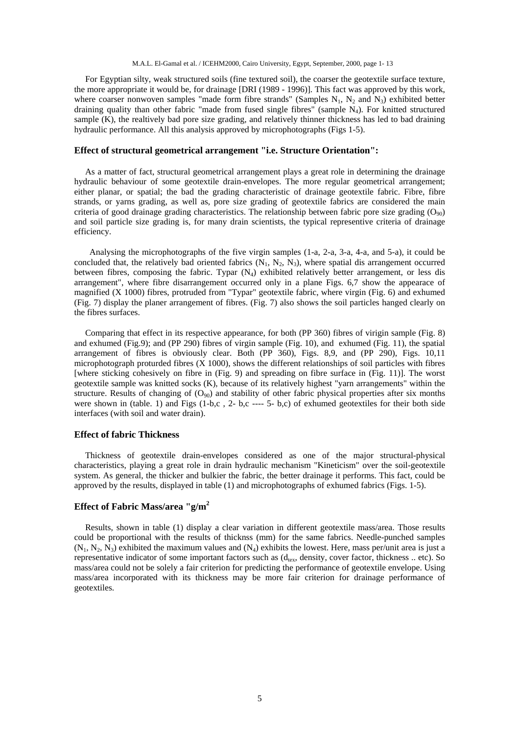For Egyptian silty, weak structured soils (fine textured soil), the coarser the geotextile surface texture, the more appropriate it would be, for drainage [DRI (1989 - 1996)]. This fact was approved by this work, where coarser nonwoven samples "made form fibre strands" (Samples $N_1$, $N_2$ and $N_3$) exhibited better draining quality than other fabric "made from fused single fibres" (sample $N_4$). For knitted structured sample (K), the realtively bad pore size grading, and relatively thinner thickness has led to bad draining hydraulic performance. All this analysis approved by microphotographs (Figs 1-5).

### Effect of structural geometrical arrangement "i.e. Structure Orientation":

As a matter of fact, structural geometrical arrangement plays a great role in determining the drainage hydraulic behaviour of some geotextile drain-envelopes. The more regular geometrical arrangement; either planar, or spatial; the bad the grading characteristic of drainage geotextile fabric. Fibre, fibre strands, or yarns grading, as well as, pore size grading of geotextile fabrics are considered the main criteria of good drainage grading characteristics. The relationship between fabric pore size grading ($O_{90}$) and soil particle size grading is, for many drain scientists, the typical representive criteria of drainage efficiency.

Analysing the microphotographs of the five virgin samples (1-a, 2-a, 3-a, 4-a, and 5-a), it could be concluded that, the relatively bad oriented fabrics ($N_1$, $N_2$, $N_3$), where spatial dis arrangement occurred between fibres, composing the fabric. Typar ($N_4$) exhibited relatively better arrangement, or less dis arrangement", where fibre disarrangement occurred only in a plane Figs. 6,7 show the appearace of magnified (X 1000) fibres, protruded from "Typar" geotextile fabric, where virgin (Fig. 6) and exhumed (Fig. 7) display the planer arrangement of fibres. (Fig. 7) also shows the soil particles hanged clearly on the fibres surfaces.

Comparing that effect in its respective appearance, for both (PP 360) fibres of virigin sample (Fig. 8) and exhumed (Fig.9); and (PP 290) fibres of virgin sample (Fig. 10), and exhumed (Fig. 11), the spatial arrangement of fibres is obviously clear. Both (PP 360), Figs. 8,9, and (PP 290), Figs. 10,11 microphotograph proturded fibres (X 1000), shows the different relationships of soil particles with fibres [where sticking cohesively on fibre in (Fig. 9) and spreading on fibre surface in (Fig. 11)]. The worst geotextile sample was knitted socks (K), because of its relatively highest "yarn arrangements" within the structure. Results of changing of ($O_{90}$) and stability of other fabric physical properties after six months were shown in (table. 1) and Figs (1-b,c , 2- b,c ---- 5- b,c) of exhumed geotextiles for their both side interfaces (with soil and water drain).

### Effect of fabric Thickness

Thickness of geotextile drain-envelopes considered as one of the major structural-physical characteristics, playing a great role in drain hydraulic mechanism "Kineticism" over the soil-geotextile system. As general, the thicker and bulkier the fabric, the better drainage it performs. This fact, could be approved by the results, displayed in table (1) and microphotographs of exhumed fabrics (Figs. 1-5).

### Effect of Fabric Mass/area "g/m$^2$

Results, shown in table (1) display a clear variation in different geotextile mass/area. Those results could be proportional with the results of thicknss (mm) for the same fabrics. Needle-punched samples ($N_1$, $N_2$, $N_3$) exhibited the maximum values and ($N_4$) exhibits the lowest. Here, mass per/unit area is just a representative indicator of some important factors such as ($d_{tex}$, density, cover factor, thickness .. etc). So mass/area could not be solely a fair criterion for predicting the performance of geotextile envelope. Using mass/area incorporated with its thickness may be more fair criterion for drainage performance of geotextiles.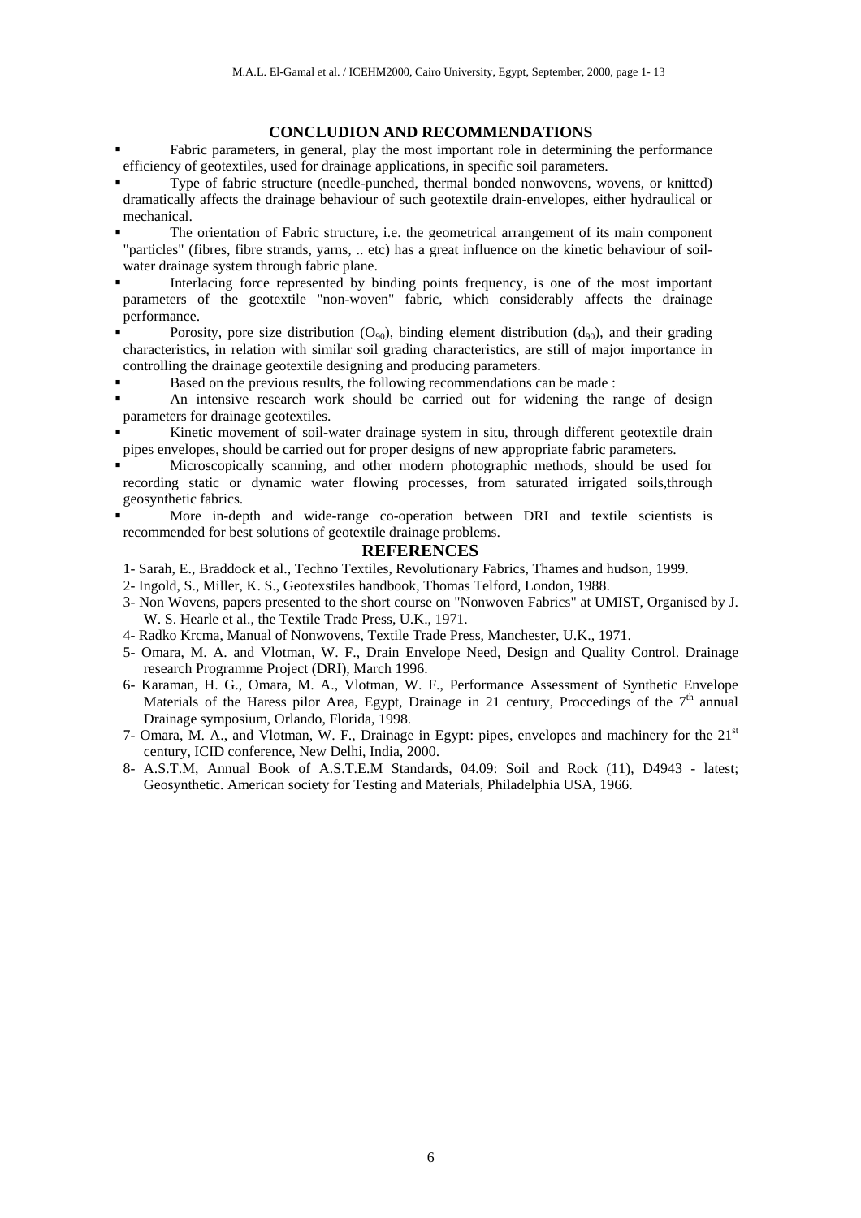## CONCLUDION AND RECOMMENDATIONS

- Fabric parameters, in general, play the most important role in determining the performance efficiency of geotextiles, used for drainage applications, in specific soil parameters.
- Type of fabric structure (needle-punched, thermal bonded nonwovens, wovens, or knitted) dramatically affects the drainage behaviour of such geotextile drain-envelopes, either hydraulical or mechanical.
- The orientation of Fabric structure, i.e. the geometrical arrangement of its main component "particles" (fibres, fibre strands, yarns, .. etc) has a great influence on the kinetic behaviour of soil-water drainage system through fabric plane.
- Interlacing force represented by binding points frequency, is one of the most important parameters of the geotextile "non-woven" fabric, which considerably affects the drainage performance.
- Porosity, pore size distribution ($O_{90}$), binding element distribution ($d_{90}$), and their grading characteristics, in relation with similar soil grading characteristics, are still of major importance in controlling the drainage geotextile designing and producing parameters.
- Based on the previous results, the following recommendations can be made :
- An intensive research work should be carried out for widening the range of design parameters for drainage geotextiles.
- Kinetic movement of soil-water drainage system in situ, through different geotextile drain pipes envelopes, should be carried out for proper designs of new appropriate fabric parameters.
- Microscopically scanning, and other modern photographic methods, should be used for recording static or dynamic water flowing processes, from saturated irrigated soils,through geosynthetic fabrics.
- More in-depth and wide-range co-operation between DRI and textile scientists is recommended for best solutions of geotextile drainage problems.

## REFERENCES

1- Sarah, E., Braddock et al., Techno Textiles, Revolutionary Fabrics, Thames and hudson, 1999.

2- Ingold, S., Miller, K. S., Geotexstiles handbook, Thomas Telford, London, 1988.

3- Non Wovens, papers presented to the short course on "Nonwoven Fabrics" at UMIST, Organised by J. W. S. Hearle et al., the Textile Trade Press, U.K., 1971.

4- Radko Krcma, Manual of Nonwovens, Textile Trade Press, Manchester, U.K., 1971.

5- Omara, M. A. and Vlotman, W. F., Drain Envelope Need, Design and Quality Control. Drainage research Programme Project (DRI), March 1996.

6- Karaman, H. G., Omara, M. A., Vlotman, W. F., Performance Assessment of Synthetic Envelope Materials of the Haress pilor Area, Egypt, Drainage in 21 century, Proccedings of the 7th annual Drainage symposium, Orlando, Florida, 1998.

7- Omara, M. A., and Vlotman, W. F., Drainage in Egypt: pipes, envelopes and machinery for the 21st century, ICID conference, New Delhi, India, 2000.

8- A.S.T.M, Annual Book of A.S.T.E.M Standards, 04.09: Soil and Rock (11), D4943 - latest; Geosynthetic. American society for Testing and Materials, Philadelphia USA, 1966.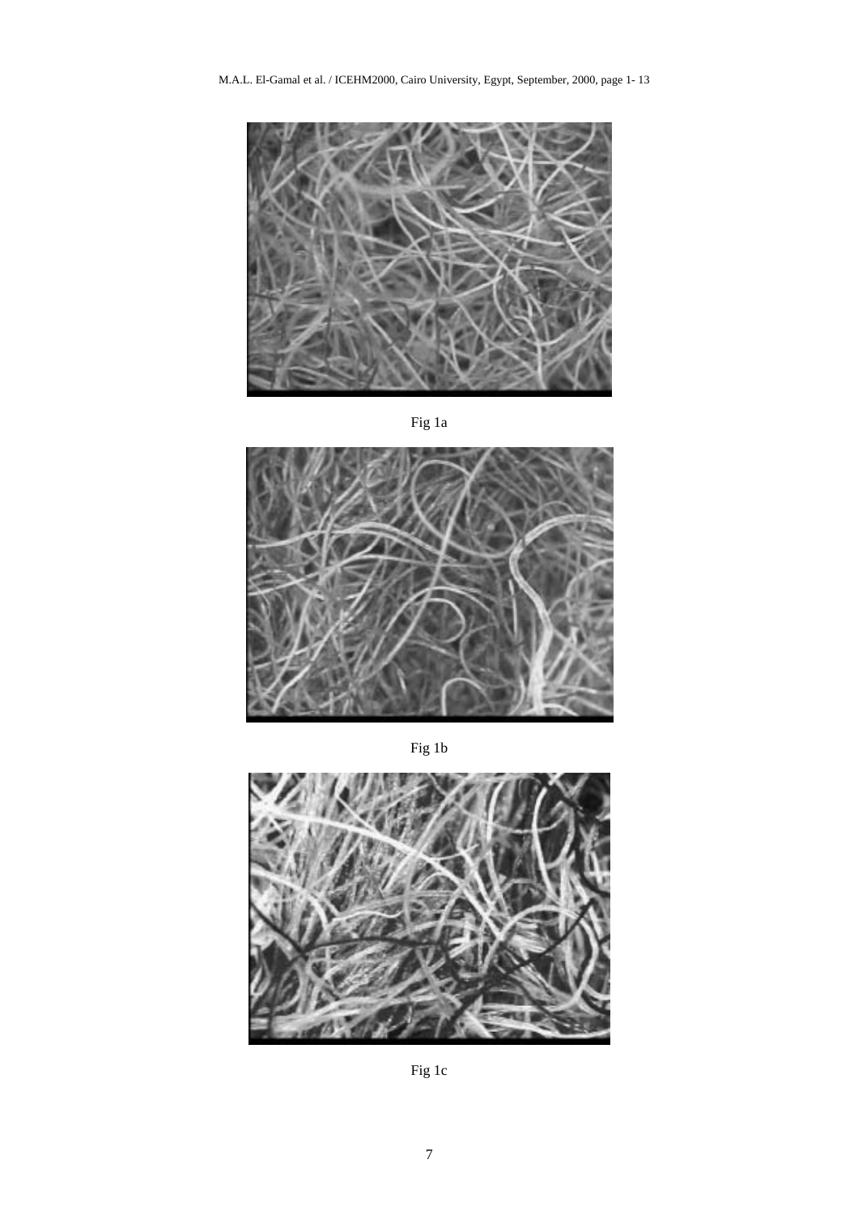Fig 1a

Fig 1b

Fig 1c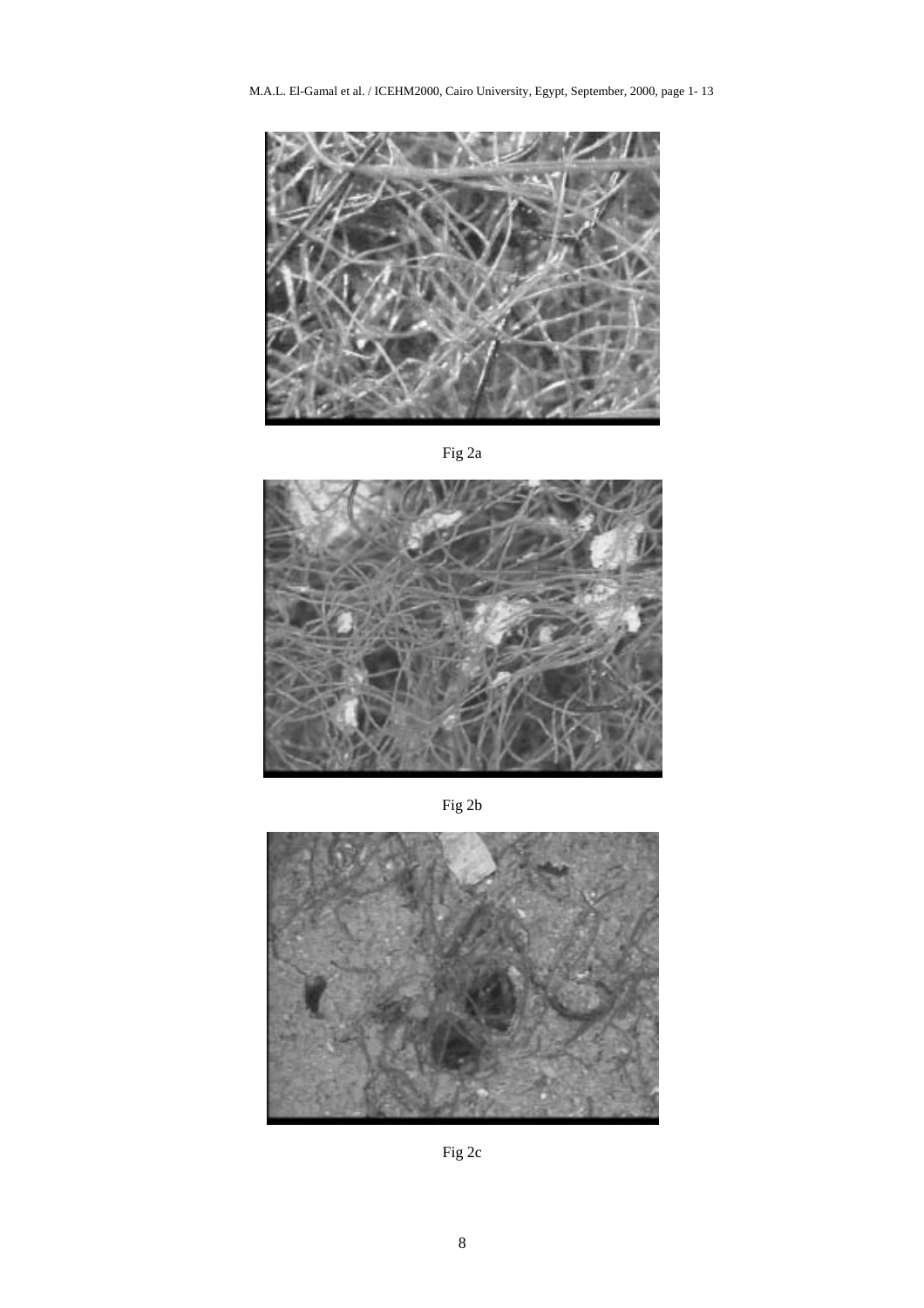Fig 2a

Fig 2b

Fig 2c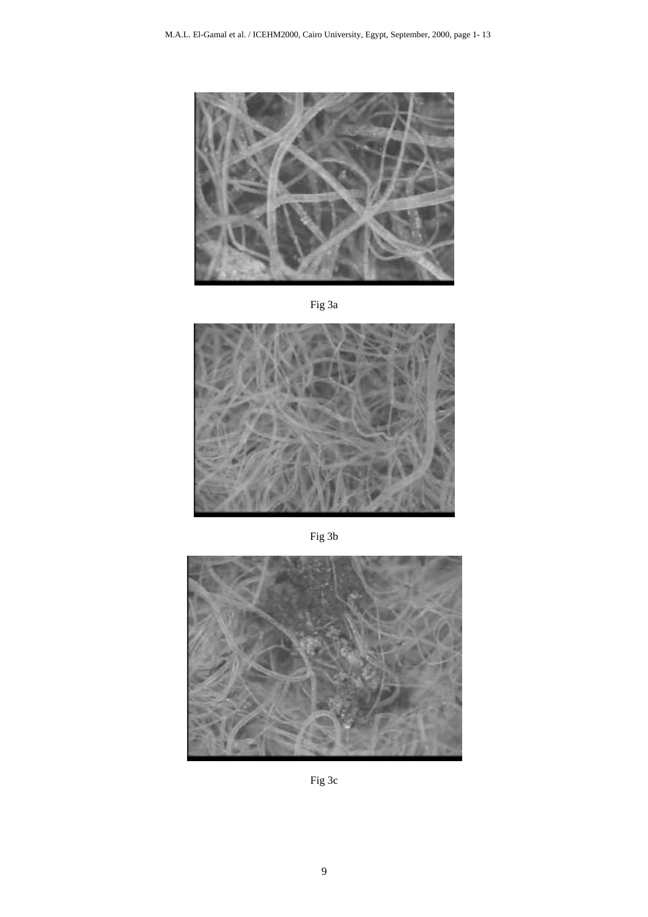Fig 3a

Fig 3b

Fig 3c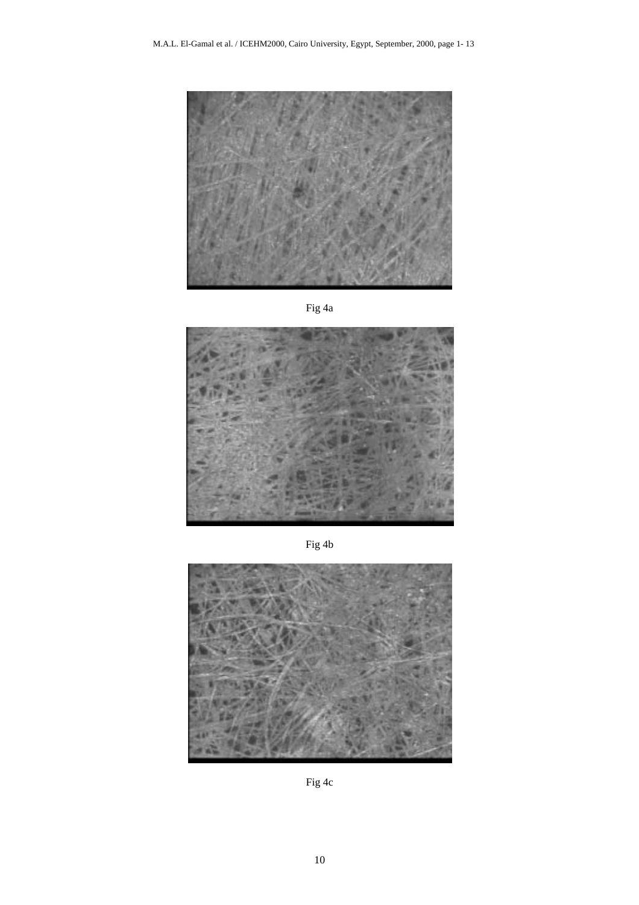Fig 4a

Fig 4b

Fig 4c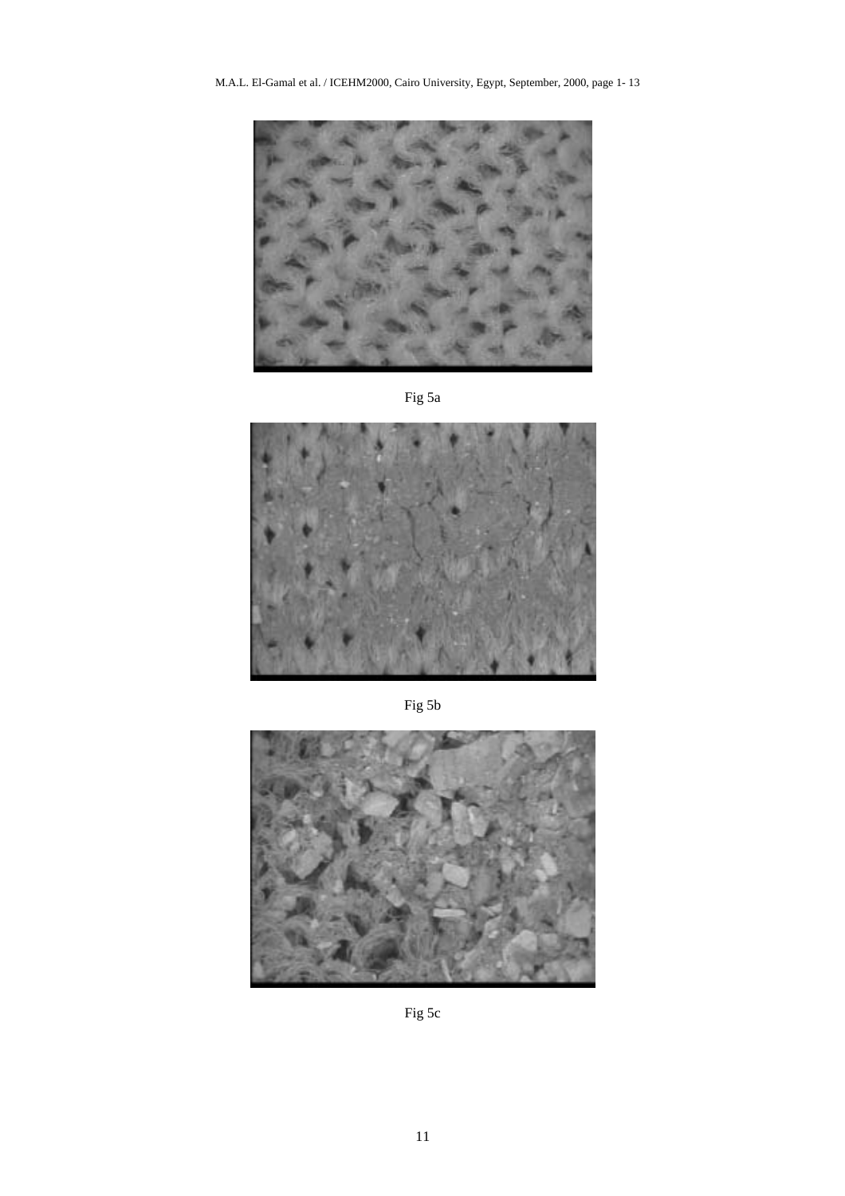Fig 5a

Fig 5b

Fig 5c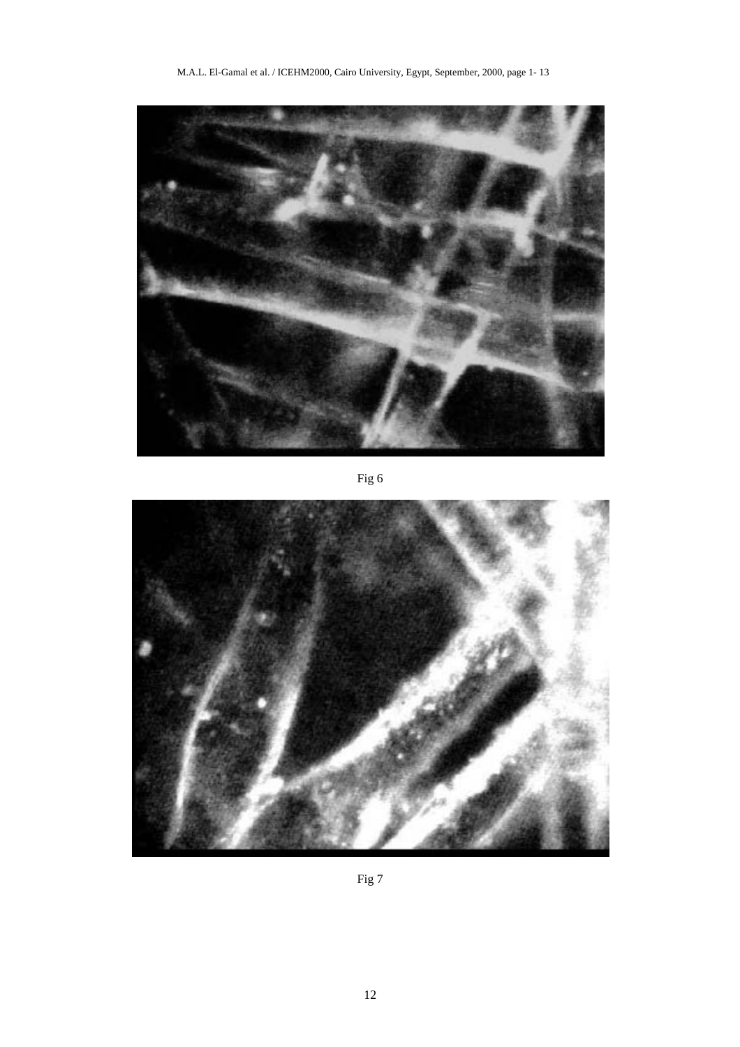Fig 6

Fig 7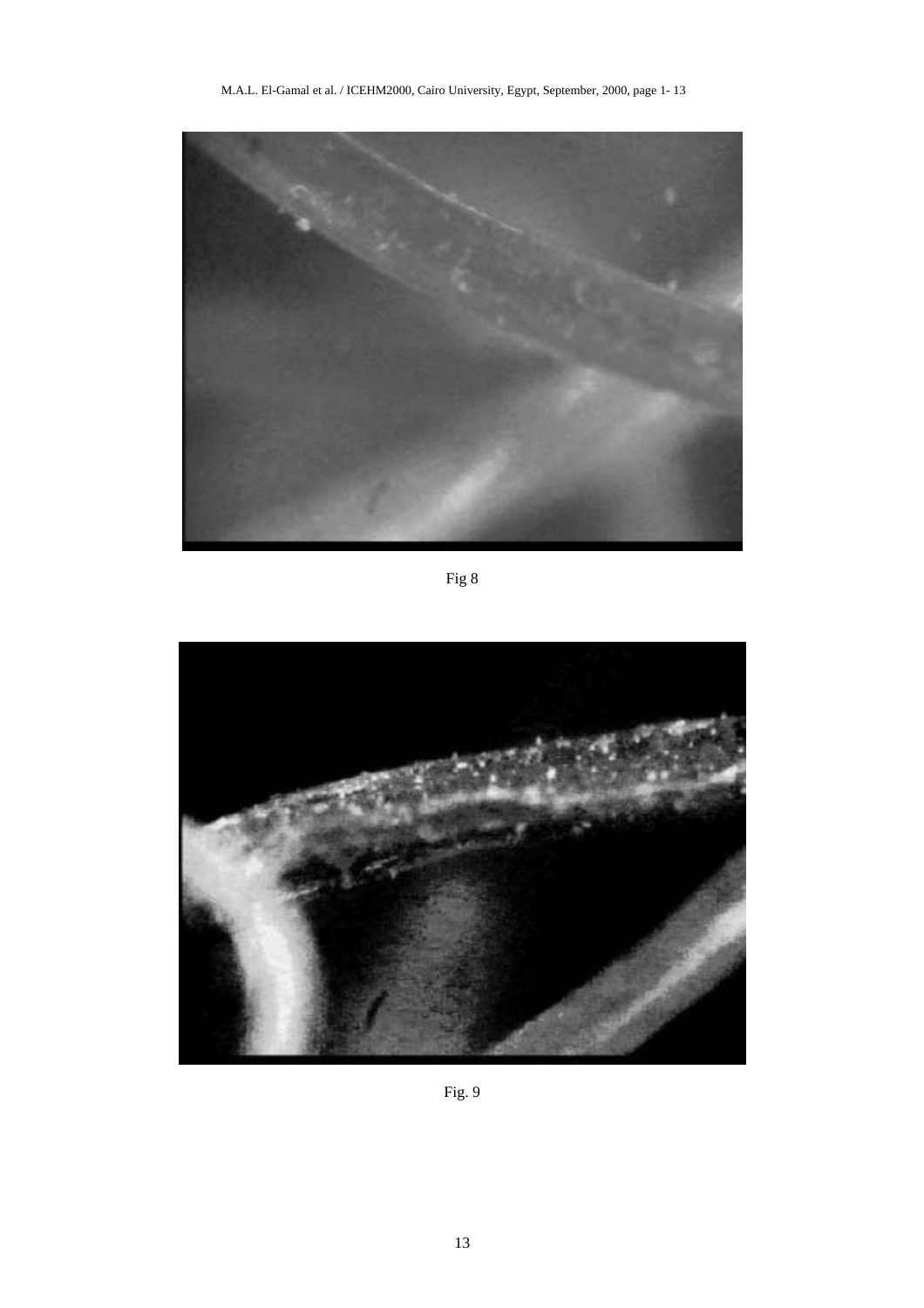Fig 8

Fig. 9